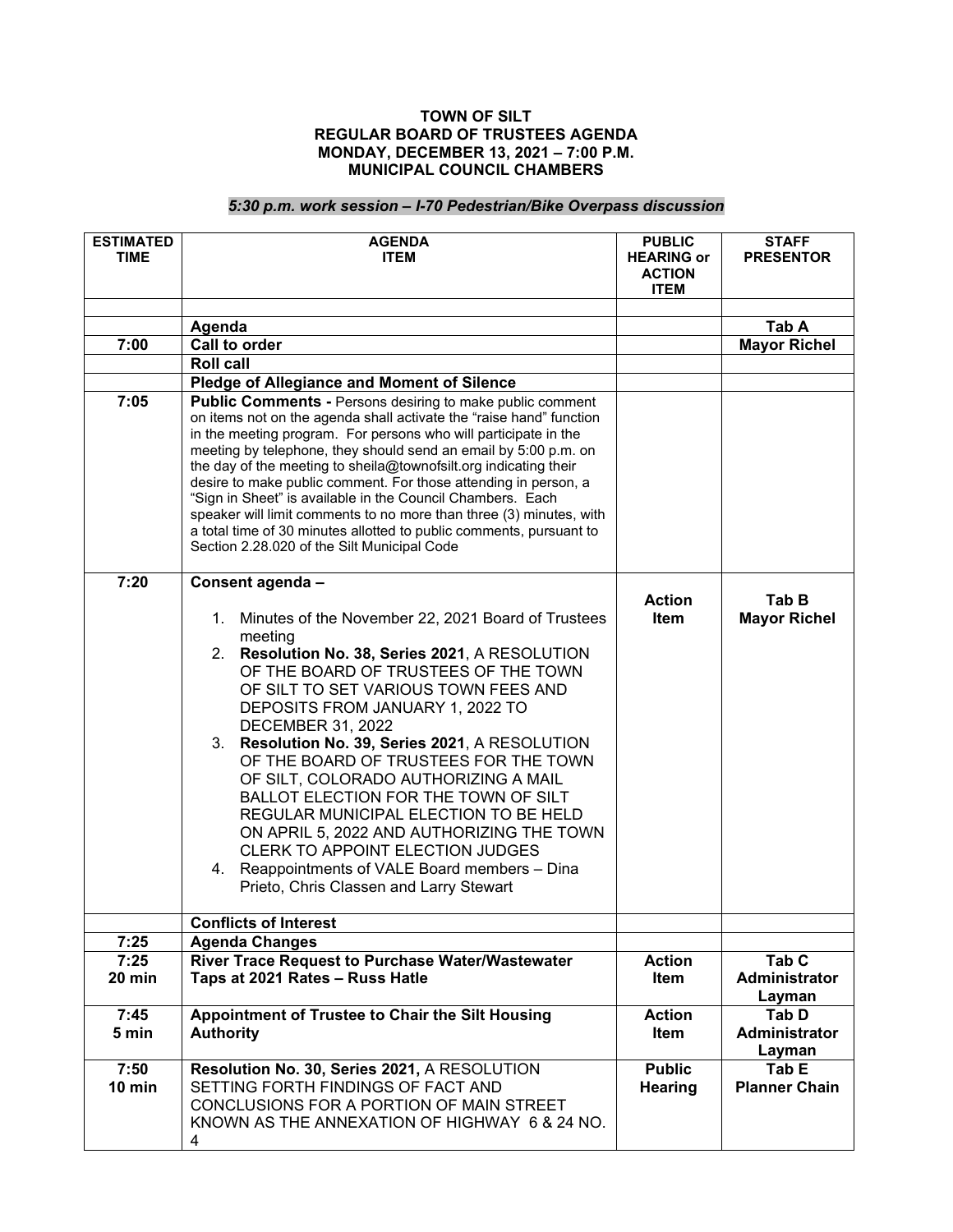**TOWN OF SILT**
**REGULAR BOARD OF TRUSTEES AGENDA**
**MONDAY, DECEMBER 13, 2021 – 7:00 P.M.**
**MUNICIPAL COUNCIL CHAMBERS**

***5:30 p.m. work session – I-70 Pedestrian/Bike Overpass discussion***

| ESTIMATED TIME | AGENDA ITEM | PUBLIC HEARING or ACTION ITEM | STAFF PRESENTOR |
|---|---|---|---|
| | | | |
| | **Agenda** | | **Tab A** |
| **7:00** | **Call to order** | | **Mayor Richel** |
| | **Roll call** | | |
| | **Pledge of Allegiance and Moment of Silence** | | |
| **7:05** | **Public Comments -** Persons desiring to make public comment on items not on the agenda shall activate the "raise hand" function in the meeting program. For persons who will participate in the meeting by telephone, they should send an email by 5:00 p.m. on the day of the meeting to sheila@townofsilt.org indicating their desire to make public comment. For those attending in person, a "Sign in Sheet" is available in the Council Chambers. Each speaker will limit comments to no more than three (3) minutes, with a total time of 30 minutes allotted to public comments, pursuant to Section 2.28.020 of the Silt Municipal Code | | |
| **7:20** | **Consent agenda –**<br>1. Minutes of the November 22, 2021 Board of Trustees meeting<br>2. **Resolution No. 38, Series 2021**, A RESOLUTION OF THE BOARD OF TRUSTEES OF THE TOWN OF SILT TO SET VARIOUS TOWN FEES AND DEPOSITS FROM JANUARY 1, 2022 TO DECEMBER 31, 2022<br>3. **Resolution No. 39, Series 2021**, A RESOLUTION OF THE BOARD OF TRUSTEES FOR THE TOWN OF SILT, COLORADO AUTHORIZING A MAIL BALLOT ELECTION FOR THE TOWN OF SILT REGULAR MUNICIPAL ELECTION TO BE HELD ON APRIL 5, 2022 AND AUTHORIZING THE TOWN CLERK TO APPOINT ELECTION JUDGES<br>4. Reappointments of VALE Board members – Dina Prieto, Chris Classen and Larry Stewart | **Action Item** | **Tab B Mayor Richel** |
| | **Conflicts of Interest** | | |
| **7:25** | **Agenda Changes** | | |
| **7:25 20 min** | **River Trace Request to Purchase Water/Wastewater Taps at 2021 Rates – Russ Hatle** | **Action Item** | **Tab C Administrator Layman** |
| **7:45 5 min** | **Appointment of Trustee to Chair the Silt Housing Authority** | **Action Item** | **Tab D Administrator Layman** |
| **7:50 10 min** | **Resolution No. 30, Series 2021,** A RESOLUTION SETTING FORTH FINDINGS OF FACT AND CONCLUSIONS FOR A PORTION OF MAIN STREET KNOWN AS THE ANNEXATION OF HIGHWAY 6 & 24 NO. 4 | **Public Hearing** | **Tab E Planner Chain** |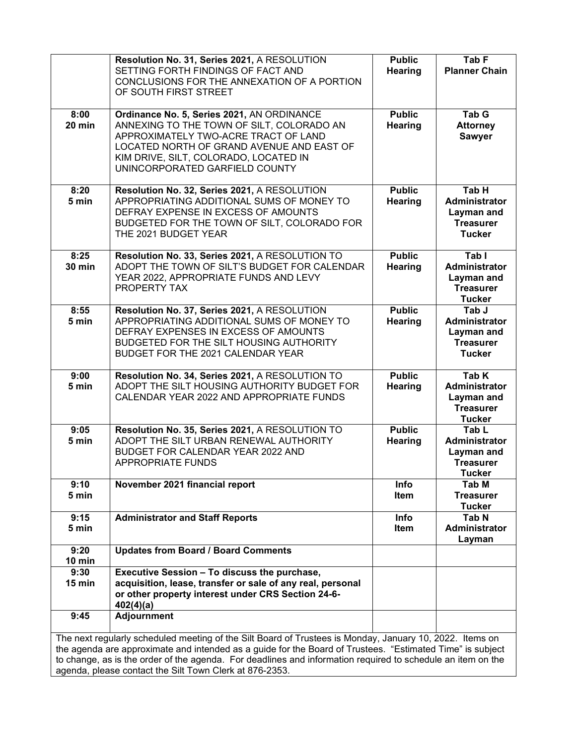| | | | |
|---|---|---|---|
| | **Resolution No. 31, Series 2021,** A RESOLUTION SETTING FORTH FINDINGS OF FACT AND CONCLUSIONS FOR THE ANNEXATION OF A PORTION OF SOUTH FIRST STREET | **Public Hearing** | **Tab F Planner Chain** |
| **8:00 20 min** | **Ordinance No. 5, Series 2021,** AN ORDINANCE ANNEXING TO THE TOWN OF SILT, COLORADO AN APPROXIMATELY TWO-ACRE TRACT OF LAND LOCATED NORTH OF GRAND AVENUE AND EAST OF KIM DRIVE, SILT, COLORADO, LOCATED IN UNINCORPORATED GARFIELD COUNTY | **Public Hearing** | **Tab G Attorney Sawyer** |
| **8:20 5 min** | **Resolution No. 32, Series 2021,** A RESOLUTION APPROPRIATING ADDITIONAL SUMS OF MONEY TO DEFRAY EXPENSE IN EXCESS OF AMOUNTS BUDGETED FOR THE TOWN OF SILT, COLORADO FOR THE 2021 BUDGET YEAR | **Public Hearing** | **Tab H Administrator Layman and Treasurer Tucker** |
| **8:25 30 min** | **Resolution No. 33, Series 2021,** A RESOLUTION TO ADOPT THE TOWN OF SILT'S BUDGET FOR CALENDAR YEAR 2022, APPROPRIATE FUNDS AND LEVY PROPERTY TAX | **Public Hearing** | **Tab I Administrator Layman and Treasurer Tucker** |
| **8:55 5 min** | **Resolution No. 37, Series 2021,** A RESOLUTION APPROPRIATING ADDITIONAL SUMS OF MONEY TO DEFRAY EXPENSES IN EXCESS OF AMOUNTS BUDGETED FOR THE SILT HOUSING AUTHORITY BUDGET FOR THE 2021 CALENDAR YEAR | **Public Hearing** | **Tab J Administrator Layman and Treasurer Tucker** |
| **9:00 5 min** | **Resolution No. 34, Series 2021,** A RESOLUTION TO ADOPT THE SILT HOUSING AUTHORITY BUDGET FOR CALENDAR YEAR 2022 AND APPROPRIATE FUNDS | **Public Hearing** | **Tab K Administrator Layman and Treasurer Tucker** |
| **9:05 5 min** | **Resolution No. 35, Series 2021,** A RESOLUTION TO ADOPT THE SILT URBAN RENEWAL AUTHORITY BUDGET FOR CALENDAR YEAR 2022 AND APPROPRIATE FUNDS | **Public Hearing** | **Tab L Administrator Layman and Treasurer Tucker** |
| **9:10 5 min** | **November 2021 financial report** | **Info Item** | **Tab M Treasurer Tucker** |
| **9:15 5 min** | **Administrator and Staff Reports** | **Info Item** | **Tab N Administrator Layman** |
| **9:20 10 min** | **Updates from Board / Board Comments** | | |
| **9:30 15 min** | **Executive Session – To discuss the purchase, acquisition, lease, transfer or sale of any real, personal or other property interest under CRS Section 24-6-402(4)(a)** | | |
| **9:45** | **Adjournment** | | |

The next regularly scheduled meeting of the Silt Board of Trustees is Monday, January 10, 2022. Items on the agenda are approximate and intended as a guide for the Board of Trustees. "Estimated Time" is subject to change, as is the order of the agenda. For deadlines and information required to schedule an item on the agenda, please contact the Silt Town Clerk at 876-2353.